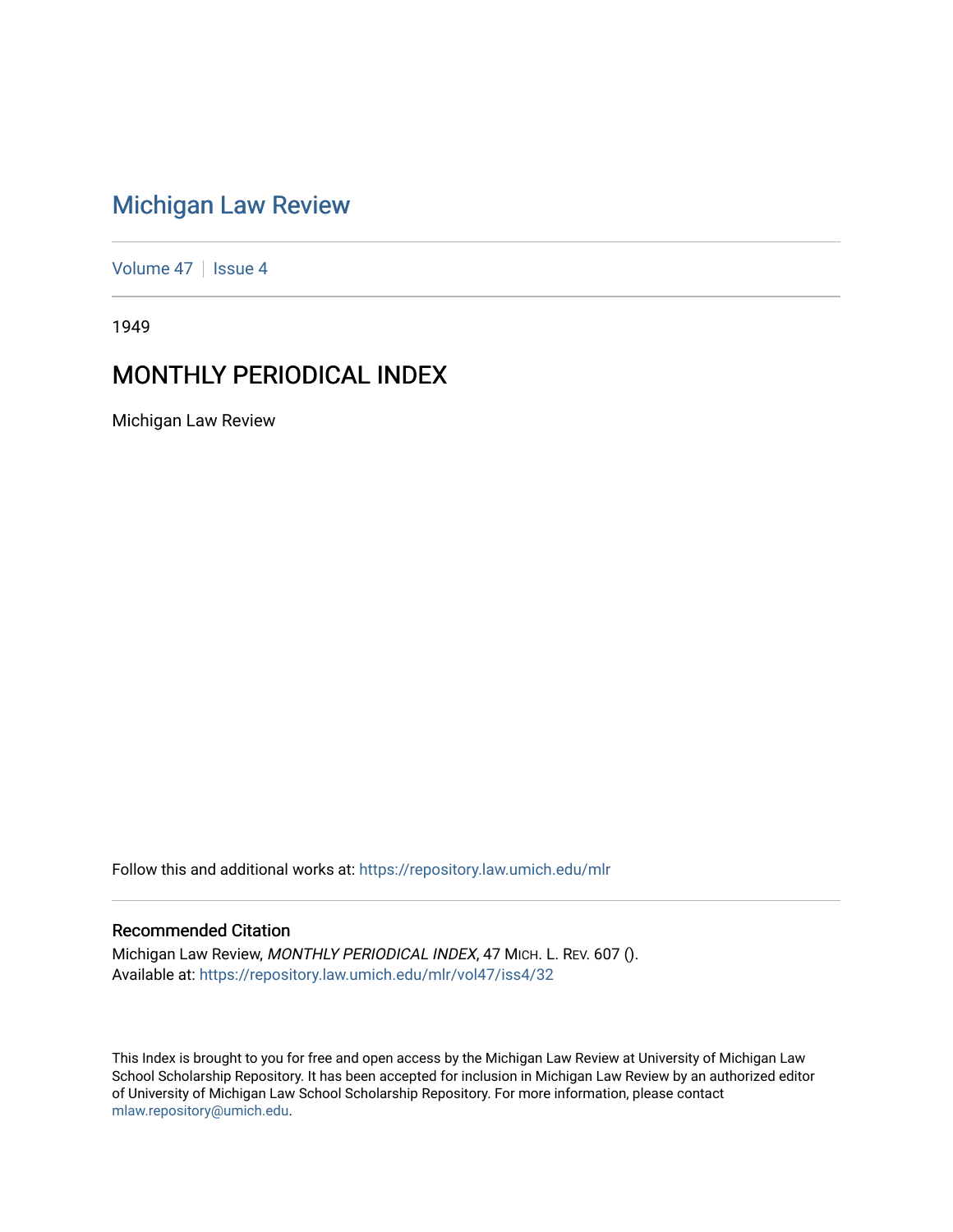# Michigan Law Review

Volume 47 | Issue 4

1949

## MONTHLY PERIODICAL INDEX

Michigan Law Review

Follow this and additional works at: https://repository.law.umich.edu/mlr

### Recommended Citation

Michigan Law Review, *MONTHLY PERIODICAL INDEX*, 47 MICH. L. REV. 607 ().
Available at: https://repository.law.umich.edu/mlr/vol47/iss4/32

This Index is brought to you for free and open access by the Michigan Law Review at University of Michigan Law School Scholarship Repository. It has been accepted for inclusion in Michigan Law Review by an authorized editor of University of Michigan Law School Scholarship Repository. For more information, please contact mlaw.repository@umich.edu.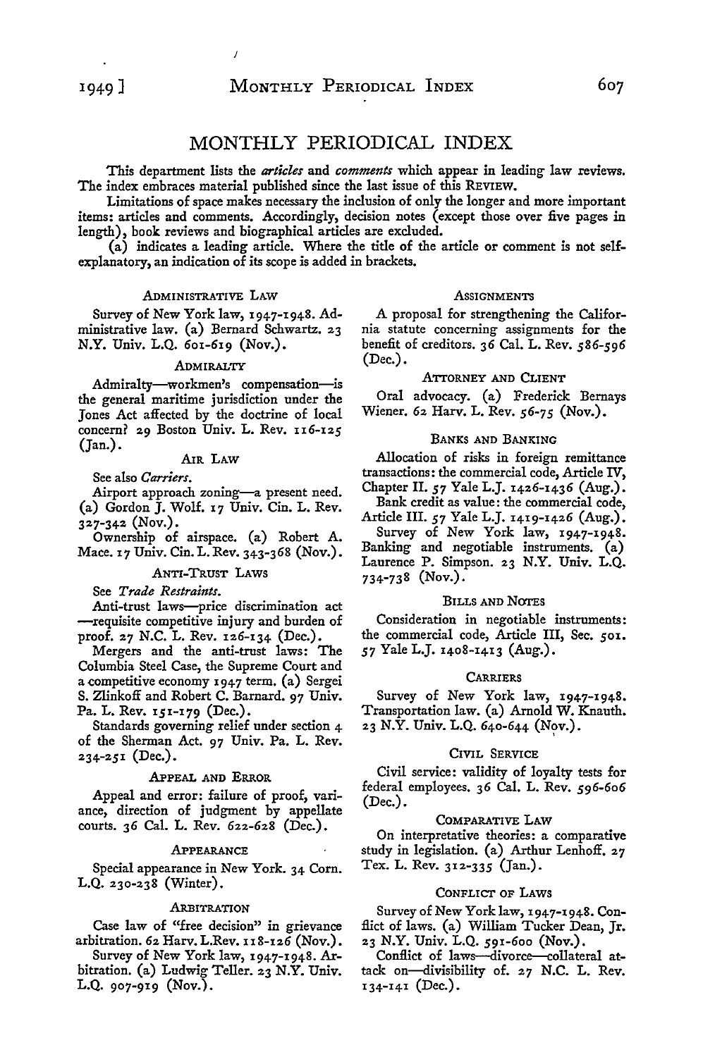# MONTHLY PERIODICAL INDEX

This department lists the *articles* and *comments* which appear in leading law reviews. The index embraces material published since the last issue of this REVIEW.

Limitations of space makes necessary the inclusion of only the longer and more important items: articles and comments. Accordingly, decision notes (except those over five pages in length), book reviews and biographical articles are excluded.

(a) indicates a leading article. Where the title of the article or comment is not self-explanatory, an indication of its scope is added in brackets.

### ADMINISTRATIVE LAW

Survey of New York law, 1947-1948. Administrative law. (a) Bernard Schwartz. 23 N.Y. Univ. L.Q. 601-619 (Nov.).

### ADMIRALTY

Admiralty—workmen's compensation—is the general maritime jurisdiction under the Jones Act affected by the doctrine of local concern? 29 Boston Univ. L. Rev. 116-125 (Jan.).

### AIR LAW

See also *Carriers*.

Airport approach zoning—a present need. (a) Gordon J. Wolf. 17 Univ. Cin. L. Rev. 327-342 (Nov.).

Ownership of airspace. (a) Robert A. Mace. 17 Univ. Cin. L. Rev. 343-368 (Nov.).

### ANTI-TRUST LAWS

See *Trade Restraints*.

Anti-trust laws—price discrimination act—requisite competitive injury and burden of proof. 27 N.C. L. Rev. 126-134 (Dec.).

Mergers and the anti-trust laws: The Columbia Steel Case, the Supreme Court and a competitive economy 1947 term. (a) Sergei S. Zlinkoff and Robert C. Barnard. 97 Univ. Pa. L. Rev. 151-179 (Dec.).

Standards governing relief under section 4 of the Sherman Act. 97 Univ. Pa. L. Rev. 234-251 (Dec.).

### APPEAL AND ERROR

Appeal and error: failure of proof, variance, direction of judgment by appellate courts. 36 Cal. L. Rev. 622-628 (Dec.).

### APPEARANCE

Special appearance in New York. 34 Corn. L.Q. 230-238 (Winter).

### ARBITRATION

Case law of "free decision" in grievance arbitration. 62 Harv. L.Rev. 118-126 (Nov.).

Survey of New York law, 1947-1948. Arbitration. (a) Ludwig Teller. 23 N.Y. Univ. L.Q. 907-919 (Nov.).

### ASSIGNMENTS

A proposal for strengthening the California statute concerning assignments for the benefit of creditors. 36 Cal. L. Rev. 586-596 (Dec.).

### ATTORNEY AND CLIENT

Oral advocacy. (a) Frederick Bernays Wiener. 62 Harv. L. Rev. 56-75 (Nov.).

### BANKS AND BANKING

Allocation of risks in foreign remittance transactions: the commercial code, Article IV, Chapter II. 57 Yale L.J. 1426-1436 (Aug.).

Bank credit as value: the commercial code, Article III. 57 Yale L.J. 1419-1426 (Aug.).

Survey of New York law, 1947-1948. Banking and negotiable instruments. (a) Laurence P. Simpson. 23 N.Y. Univ. L.Q. 734-738 (Nov.).

### BILLS AND NOTES

Consideration in negotiable instruments: the commercial code, Article III, Sec. 501. 57 Yale L.J. 1408-1413 (Aug.).

### CARRIERS

Survey of New York law, 1947-1948. Transportation law. (a) Arnold W. Knauth. 23 N.Y. Univ. L.Q. 640-644 (Nov.).

### CIVIL SERVICE

Civil service: validity of loyalty tests for federal employees. 36 Cal. L. Rev. 596-606 (Dec.).

### COMPARATIVE LAW

On interpretative theories: a comparative study in legislation. (a) Arthur Lenhoff. 27 Tex. L. Rev. 312-335 (Jan.).

### CONFLICT OF LAWS

Survey of New York law, 1947-1948. Conflict of laws. (a) William Tucker Dean, Jr. 23 N.Y. Univ. L.Q. 591-600 (Nov.).

Conflict of laws—divorce—collateral attack on—divisibility of. 27 N.C. L. Rev. 134-141 (Dec.).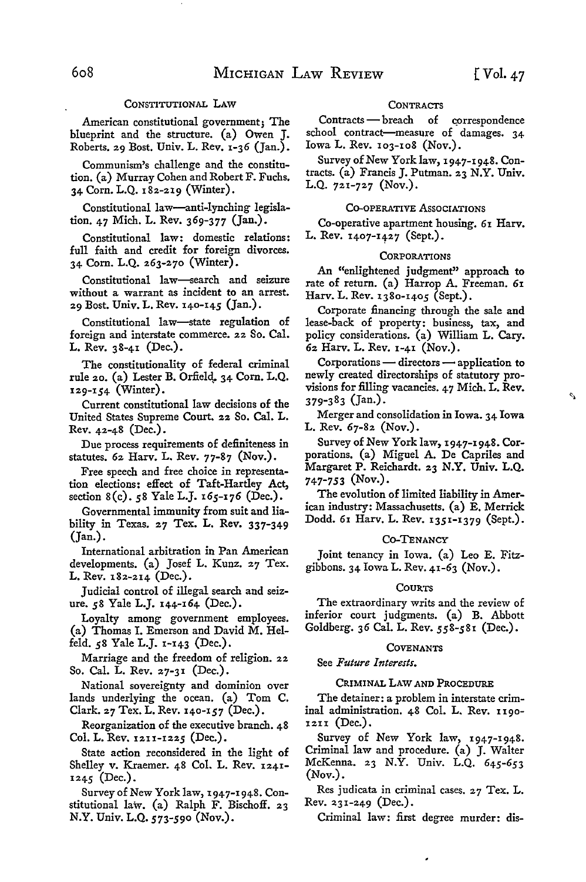### Constitutional Law

American constitutional government; The blueprint and the structure. (a) Owen J. Roberts. 29 Bost. Univ. L. Rev. 1-36 (Jan.).

Communism's challenge and the constitution. (a) Murray Cohen and Robert F. Fuchs. 34 Corn. L.Q. 182-219 (Winter).

Constitutional law—anti-lynching legislation. 47 Mich. L. Rev. 369-377 (Jan.).

Constitutional law: domestic relations: full faith and credit for foreign divorces. 34 Corn. L.Q. 263-270 (Winter).

Constitutional law—search and seizure without a warrant as incident to an arrest. 29 Bost. Univ. L. Rev. 140-145 (Jan.).

Constitutional law—state regulation of foreign and interstate commerce. 22 So. Cal. L. Rev. 38-41 (Dec.).

The constitutionality of federal criminal rule 20. (a) Lester B. Orfield. 34 Corn. L.Q. 129-154 (Winter).

Current constitutional law decisions of the United States Supreme Court. 22 So. Cal. L. Rev. 42-48 (Dec.).

Due process requirements of definiteness in statutes. 62 Harv. L. Rev. 77-87 (Nov.).

Free speech and free choice in representation elections: effect of Taft-Hartley Act, section 8(c). 58 Yale L.J. 165-176 (Dec.).

Governmental immunity from suit and liability in Texas. 27 Tex. L. Rev. 337-349 (Jan.).

International arbitration in Pan American developments. (a) Josef L. Kunz. 27 Tex. L. Rev. 182-214 (Dec.).

Judicial control of illegal search and seizure. 58 Yale L.J. 144-164 (Dec.).

Loyalty among government employees. (a) Thomas I. Emerson and David M. Helfeld. 58 Yale L.J. 1-143 (Dec.).

Marriage and the freedom of religion. 22 So. Cal. L. Rev. 27-31 (Dec.).

National sovereignty and dominion over lands underlying the ocean. (a) Tom C. Clark. 27 Tex. L. Rev. 140-157 (Dec.).

Reorganization of the executive branch. 48 Col. L. Rev. 1211-1225 (Dec.).

State action reconsidered in the light of Shelley v. Kraemer. 48 Col. L. Rev. 1241-1245 (Dec.).

Survey of New York law, 1947-1948. Constitutional law. (a) Ralph F. Bischoff. 23 N.Y. Univ. L.Q. 573-590 (Nov.).

### Contracts

Contracts — breach of correspondence school contract—measure of damages. 34 Iowa L. Rev. 103-108 (Nov.).

Survey of New York law, 1947-1948. Contracts. (a) Francis J. Putman. 23 N.Y. Univ. L.Q. 721-727 (Nov.).

### Co-operative Associations

Co-operative apartment housing. 61 Harv. L. Rev. 1407-1427 (Sept.).

### Corporations

An "enlightened judgment" approach to rate of return. (a) Harrop A. Freeman. 61 Harv. L. Rev. 1380-1405 (Sept.).

Corporate financing through the sale and lease-back of property: business, tax, and policy considerations. (a) William L. Cary. 62 Harv. L. Rev. 1-41 (Nov.).

Corporations — directors — application to newly created directorships of statutory provisions for filling vacancies. 47 Mich. L. Rev. 379-383 (Jan.).

Merger and consolidation in Iowa. 34 Iowa L. Rev. 67-82 (Nov.).

Survey of New York law, 1947-1948. Corporations. (a) Miguel A. De Capriles and Margaret P. Reichardt. 23 N.Y. Univ. L.Q. 747-753 (Nov.).

The evolution of limited liability in American industry: Massachusetts. (a) E. Merrick Dodd. 61 Harv. L. Rev. 1351-1379 (Sept.).

### Co-Tenancy

Joint tenancy in Iowa. (a) Leo E. Fitzgibbons. 34 Iowa L. Rev. 41-63 (Nov.).

### Courts

The extraordinary writs and the review of inferior court judgments. (a) B. Abbott Goldberg. 36 Cal. L. Rev. 558-581 (Dec.).

### Covenants

See *Future Interests.*

### Criminal Law and Procedure

The detainer: a problem in interstate criminal administration. 48 Col. L. Rev. 1190-1211 (Dec.).

Survey of New York law, 1947-1948. Criminal law and procedure. (a) J. Walter McKenna. 23 N.Y. Univ. L.Q. 645-653 (Nov.).

Res judicata in criminal cases. 27 Tex. L. Rev. 231-249 (Dec.).

Criminal law: first degree murder: dis-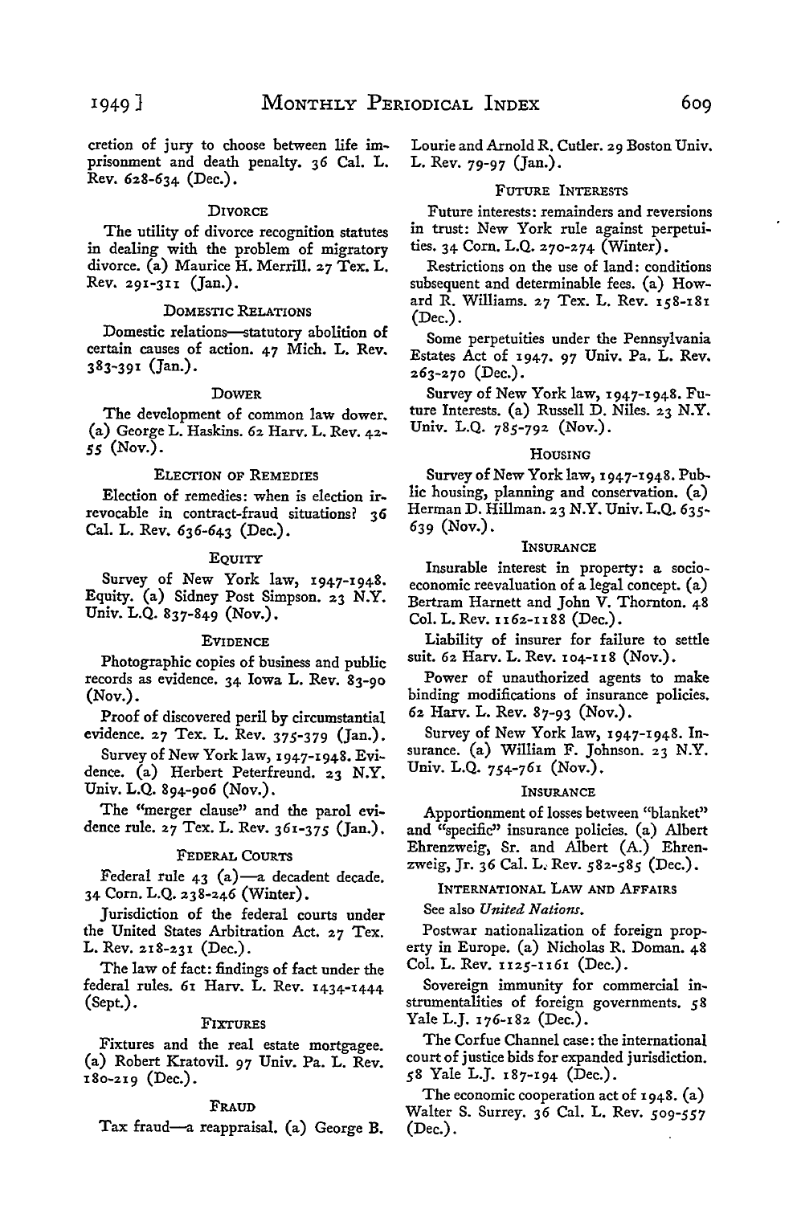cretion of jury to choose between life imprisonment and death penalty. 36 Cal. L. Rev. 628-634 (Dec.).

### DIVORCE

The utility of divorce recognition statutes in dealing with the problem of migratory divorce. (a) Maurice H. Merrill. 27 Tex. L. Rev. 291-311 (Jan.).

### DOMESTIC RELATIONS

Domestic relations—statutory abolition of certain causes of action. 47 Mich. L. Rev. 383-391 (Jan.).

### DOWER

The development of common law dower. (a) George L. Haskins. 62 Harv. L. Rev. 42-55 (Nov.).

### ELECTION OF REMEDIES

Election of remedies: when is election irrevocable in contract-fraud situations? 36 Cal. L. Rev. 636-643 (Dec.).

### EQUITY

Survey of New York law, 1947-1948. Equity. (a) Sidney Post Simpson. 23 N.Y. Univ. L.Q. 837-849 (Nov.).

### EVIDENCE

Photographic copies of business and public records as evidence. 34 Iowa L. Rev. 83-90 (Nov.).

Proof of discovered peril by circumstantial evidence. 27 Tex. L. Rev. 375-379 (Jan.).

Survey of New York law, 1947-1948. Evidence. (a) Herbert Peterfreund. 23 N.Y. Univ. L.Q. 894-906 (Nov.).

The "merger clause" and the parol evidence rule. 27 Tex. L. Rev. 361-375 (Jan.).

### FEDERAL COURTS

Federal rule 43 (a)—a decadent decade. 34 Corn. L.Q. 238-246 (Winter).

Jurisdiction of the federal courts under the United States Arbitration Act. 27 Tex. L. Rev. 218-231 (Dec.).

The law of fact: findings of fact under the federal rules. 61 Harv. L. Rev. 1434-1444 (Sept.).

### FIXTURES

Fixtures and the real estate mortgagee. (a) Robert Kratovil. 97 Univ. Pa. L. Rev. 180-219 (Dec.).

### FRAUD

Tax fraud—a reappraisal. (a) George B. Lourie and Arnold R. Cutler. 29 Boston Univ. L. Rev. 79-97 (Jan.).

### FUTURE INTERESTS

Future interests: remainders and reversions in trust: New York rule against perpetuities. 34 Corn. L.Q. 270-274 (Winter).

Restrictions on the use of land: conditions subsequent and determinable fees. (a) Howard R. Williams. 27 Tex. L. Rev. 158-181 (Dec.).

Some perpetuities under the Pennsylvania Estates Act of 1947. 97 Univ. Pa. L. Rev. 263-270 (Dec.).

Survey of New York law, 1947-1948. Future Interests. (a) Russell D. Niles. 23 N.Y. Univ. L.Q. 785-792 (Nov.).

### HOUSING

Survey of New York law, 1947-1948. Public housing, planning and conservation. (a) Herman D. Hillman. 23 N.Y. Univ. L.Q. 635-639 (Nov.).

### INSURANCE

Insurable interest in property: a socio-economic reevaluation of a legal concept. (a) Bertram Harnett and John V. Thornton. 48 Col. L. Rev. 1162-1188 (Dec.).

Liability of insurer for failure to settle suit. 62 Harv. L. Rev. 104-118 (Nov.).

Power of unauthorized agents to make binding modifications of insurance policies. 62 Harv. L. Rev. 87-93 (Nov.).

Survey of New York law, 1947-1948. Insurance. (a) William F. Johnson. 23 N.Y. Univ. L.Q. 754-761 (Nov.).

### INSURANCE

Apportionment of losses between "blanket" and "specific" insurance policies. (a) Albert Ehrenzweig, Sr. and Albert (A.) Ehrenzweig, Jr. 36 Cal. L. Rev. 582-585 (Dec.).

### INTERNATIONAL LAW AND AFFAIRS

See also *United Nations.*

Postwar nationalization of foreign property in Europe. (a) Nicholas R. Doman. 48 Col. L. Rev. 1125-1161 (Dec.).

Sovereign immunity for commercial instrumentalities of foreign governments. 58 Yale L.J. 176-182 (Dec.).

The Corfue Channel case: the international court of justice bids for expanded jurisdiction. 58 Yale L.J. 187-194 (Dec.).

The economic cooperation act of 1948. (a) Walter S. Surrey. 36 Cal. L. Rev. 509-557 (Dec.).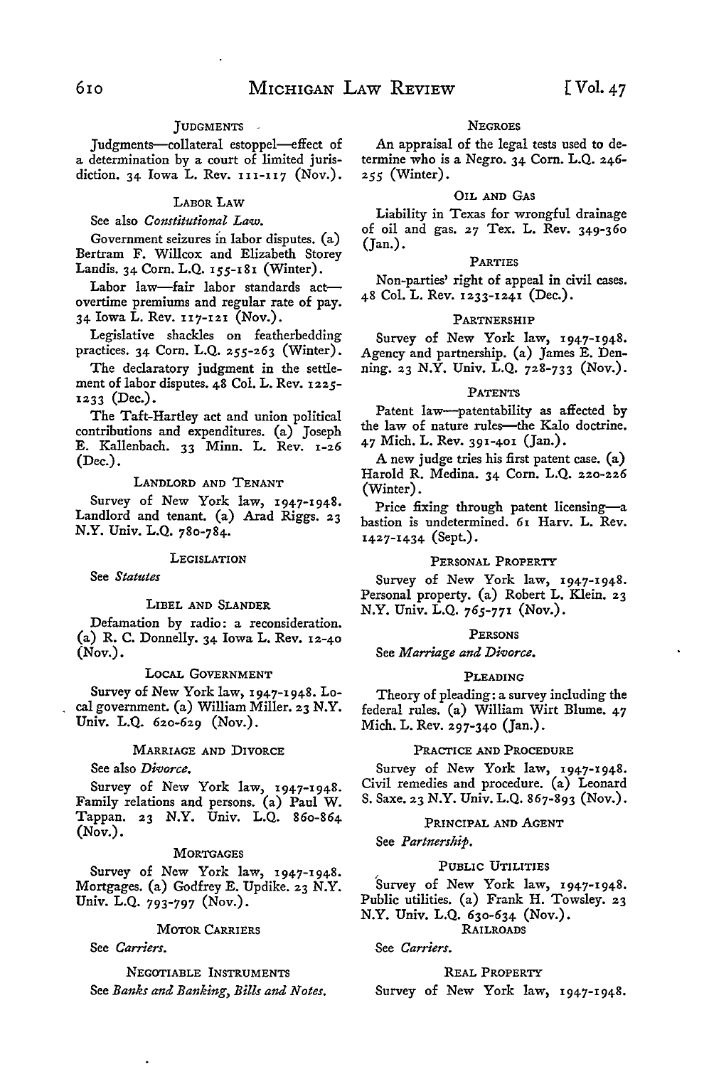### JUDGMENTS

Judgments—collateral estoppel—effect of a determination by a court of limited jurisdiction. 34 Iowa L. Rev. 111-117 (Nov.).

### LABOR LAW

See also *Constitutional Law.*

Government seizures in labor disputes. (a) Bertram F. Willcox and Elizabeth Storey Landis. 34 Corn. L.Q. 155-181 (Winter).

Labor law—fair labor standards act—overtime premiums and regular rate of pay. 34 Iowa L. Rev. 117-121 (Nov.).

Legislative shackles on featherbedding practices. 34 Corn. L.Q. 255-263 (Winter).

The declaratory judgment in the settlement of labor disputes. 48 Col. L. Rev. 1225-1233 (Dec.).

The Taft-Hartley act and union political contributions and expenditures. (a) Joseph E. Kallenbach. 33 Minn. L. Rev. 1-26 (Dec.).

### LANDLORD AND TENANT

Survey of New York law, 1947-1948. Landlord and tenant. (a) Arad Riggs. 23 N.Y. Univ. L.Q. 780-784.

### LEGISLATION

See *Statutes*

### LIBEL AND SLANDER

Defamation by radio: a reconsideration. (a) R. C. Donnelly. 34 Iowa L. Rev. 12-40 (Nov.).

### LOCAL GOVERNMENT

Survey of New York law, 1947-1948. Local government. (a) William Miller. 23 N.Y. Univ. L.Q. 620-629 (Nov.).

### MARRIAGE AND DIVORCE

See also *Divorce.*

Survey of New York law, 1947-1948. Family relations and persons. (a) Paul W. Tappan. 23 N.Y. Univ. L.Q. 860-864 (Nov.).

### MORTGAGES

Survey of New York law, 1947-1948. Mortgages. (a) Godfrey E. Updike. 23 N.Y. Univ. L.Q. 793-797 (Nov.).

### MOTOR CARRIERS

See *Carriers.*

### NEGOTIABLE INSTRUMENTS

See *Banks and Banking, Bills and Notes.*

### NEGROES

An appraisal of the legal tests used to determine who is a Negro. 34 Corn. L.Q. 246-255 (Winter).

### OIL AND GAS

Liability in Texas for wrongful drainage of oil and gas. 27 Tex. L. Rev. 349-360 (Jan.).

### PARTIES

Non-parties' right of appeal in civil cases. 48 Col. L. Rev. 1233-1241 (Dec.).

### PARTNERSHIP

Survey of New York law, 1947-1948. Agency and partnership. (a) James E. Denning. 23 N.Y. Univ. L.Q. 728-733 (Nov.).

### PATENTS

Patent law—patentability as affected by the law of nature rules—the Kalo doctrine. 47 Mich. L. Rev. 391-401 (Jan.).

A new judge tries his first patent case. (a) Harold R. Medina. 34 Corn. L.Q. 220-226 (Winter).

Price fixing through patent licensing—a bastion is undetermined. 61 Harv. L. Rev. 1427-1434 (Sept.).

### PERSONAL PROPERTY

Survey of New York law, 1947-1948. Personal property. (a) Robert L. Klein. 23 N.Y. Univ. L.Q. 765-771 (Nov.).

### PERSONS

See *Marriage and Divorce.*

### PLEADING

Theory of pleading: a survey including the federal rules. (a) William Wirt Blume. 47 Mich. L. Rev. 297-340 (Jan.).

### PRACTICE AND PROCEDURE

Survey of New York law, 1947-1948. Civil remedies and procedure. (a) Leonard S. Saxe. 23 N.Y. Univ. L.Q. 867-893 (Nov.).

### PRINCIPAL AND AGENT

See *Partnership.*

### PUBLIC UTILITIES

Survey of New York law, 1947-1948. Public utilities. (a) Frank H. Towsley. 23 N.Y. Univ. L.Q. 630-634 (Nov.).

### RAILROADS

See *Carriers.*

### REAL PROPERTY

Survey of New York law, 1947-1948.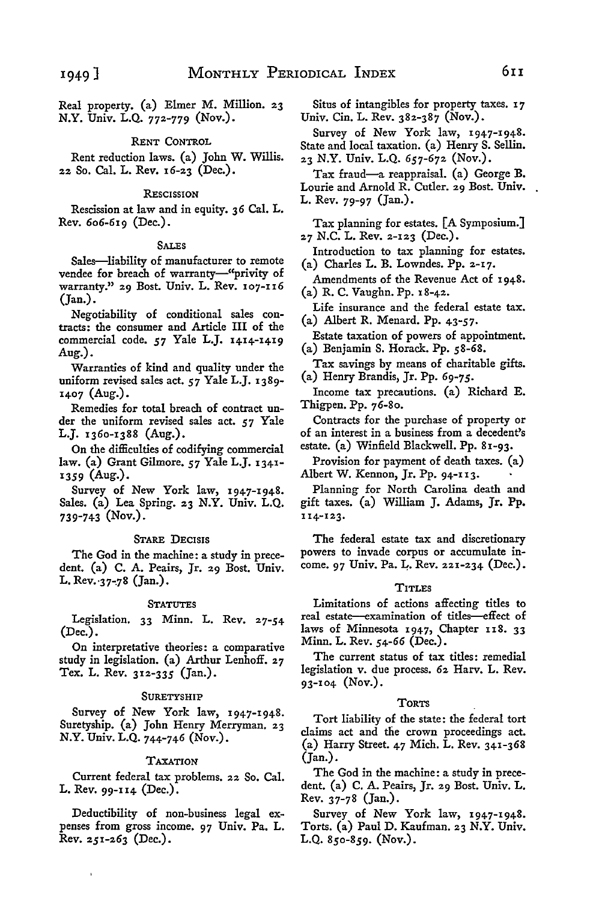Real property. (a) Elmer M. Million. 23 N.Y. Univ. L.Q. 772-779 (Nov.).

### RENT CONTROL

Rent reduction laws. (a) John W. Willis. 22 So. Cal. L. Rev. 16-23 (Dec.).

### RESCISSION

Rescission at law and in equity. 36 Cal. L. Rev. 606-619 (Dec.).

### SALES

Sales—liability of manufacturer to remote vendee for breach of warranty—"privity of warranty." 29 Bost. Univ. L. Rev. 107-116 (Jan.).

Negotiability of conditional sales contracts: the consumer and Article III of the commercial code. 57 Yale L.J. 1414-1419 Aug.).

Warranties of kind and quality under the uniform revised sales act. 57 Yale L.J. 1389-1407 (Aug.).

Remedies for total breach of contract under the uniform revised sales act. 57 Yale L.J. 1360-1388 (Aug.).

On the difficulties of codifying commercial law. (a) Grant Gilmore. 57 Yale L.J. 1341-1359 (Aug.).

Survey of New York law, 1947-1948. Sales. (a) Lea Spring. 23 N.Y. Univ. L.Q. 739-743 (Nov.).

### STARE DECISIS

The God in the machine: a study in precedent. (a) C. A. Peairs, Jr. 29 Bost. Univ. L. Rev. 37-78 (Jan.).

### STATUTES

Legislation. 33 Minn. L. Rev. 27-54 (Dec.).

On interpretative theories: a comparative study in legislation. (a) Arthur Lenhoff. 27 Tex. L. Rev. 312-335 (Jan.).

### SURETYSHIP

Survey of New York law, 1947-1948. Suretyship. (a) John Henry Merryman. 23 N.Y. Univ. L.Q. 744-746 (Nov.).

### TAXATION

Current federal tax problems. 22 So. Cal. L. Rev. 99-114 (Dec.).

Deductibility of non-business legal expenses from gross income. 97 Univ. Pa. L. Rev. 251-263 (Dec.).

Situs of intangibles for property taxes. 17 Univ. Cin. L. Rev. 382-387 (Nov.).

Survey of New York law, 1947-1948. State and local taxation. (a) Henry S. Sellin. 23 N.Y. Univ. L.Q. 657-672 (Nov.).

Tax fraud—a reappraisal. (a) George B. Lourie and Arnold R. Cutler. 29 Bost. Univ. L. Rev. 79-97 (Jan.).

Tax planning for estates. [A Symposium.] 27 N.C. L. Rev. 2-123 (Dec.).

Introduction to tax planning for estates. (a) Charles L. B. Lowndes. Pp. 2-17.

Amendments of the Revenue Act of 1948. (a) R. C. Vaughn. Pp. 18-42.

Life insurance and the federal estate tax. (a) Albert R. Menard. Pp. 43-57.

Estate taxation of powers of appointment. (a) Benjamin S. Horack. Pp. 58-68.

Tax savings by means of charitable gifts. (a) Henry Brandis, Jr. Pp. 69-75.

Income tax precautions. (a) Richard E. Thigpen. Pp. 76-80.

Contracts for the purchase of property or of an interest in a business from a decedent's estate. (a) Winfield Blackwell. Pp. 81-93.

Provision for payment of death taxes. (a) Albert W. Kennon, Jr. Pp. 94-113.

Planning for North Carolina death and gift taxes. (a) William J. Adams, Jr. Pp. 114-123.

The federal estate tax and discretionary powers to invade corpus or accumulate income. 97 Univ. Pa. L. Rev. 221-234 (Dec.).

### TITLES

Limitations of actions affecting titles to real estate—examination of titles—effect of laws of Minnesota 1947, Chapter 118. 33 Minn. L. Rev. 54-66 (Dec.).

The current status of tax titles: remedial legislation v. due process. 62 Harv. L. Rev. 93-104 (Nov.).

### TORTS

Tort liability of the state: the federal tort claims act and the crown proceedings act. (a) Harry Street. 47 Mich. L. Rev. 341-368 (Jan.).

The God in the machine: a study in precedent. (a) C. A. Peairs, Jr. 29 Bost. Univ. L. Rev. 37-78 (Jan.).

Survey of New York law, 1947-1948. Torts. (a) Paul D. Kaufman. 23 N.Y. Univ. L.Q. 850-859. (Nov.).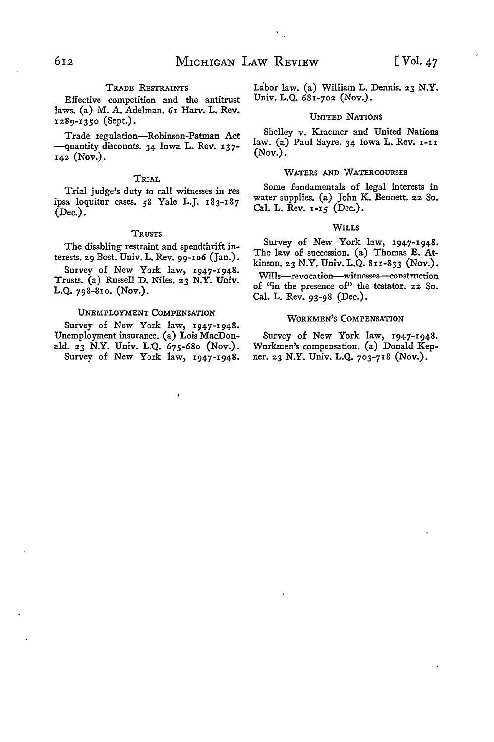### TRADE RESTRAINTS

Effective competition and the antitrust laws. (a) M. A. Adelman. 61 Harv. L. Rev. 1289-1350 (Sept.).

Trade regulation—Robinson-Patman Act —quantity discounts. 34 Iowa L. Rev. 137-142 (Nov.).

### TRIAL

Trial judge's duty to call witnesses in res ipsa loquitur cases. 58 Yale L.J. 183-187 (Dec.).

### TRUSTS

The disabling restraint and spendthrift interests. 29 Bost. Univ. L. Rev. 99-106 (Jan.).

Survey of New York law, 1947-1948. Trusts. (a) Russell D. Niles. 23 N.Y. Univ. L.Q. 798-810. (Nov.).

### UNEMPLOYMENT COMPENSATION

Survey of New York law, 1947-1948. Unemployment insurance. (a) Lois MacDonald. 23 N.Y. Univ. L.Q. 675-680 (Nov.).

Survey of New York law, 1947-1948. Labor law. (a) William L. Dennis. 23 N.Y. Univ. L.Q. 681-702 (Nov.).

### UNITED NATIONS

Shelley v. Kraemer and United Nations law. (a) Paul Sayre. 34 Iowa L. Rev. 1-11 (Nov.).

### WATERS AND WATERCOURSES

Some fundamentals of legal interests in water supplies. (a) John K. Bennett. 22 So. Cal. L. Rev. 1-15 (Dec.).

### WILLS

Survey of New York law, 1947-1948. The law of succession. (a) Thomas E. Atkinson. 23 N.Y. Univ. L.Q. 811-833 (Nov.).

Wills—revocation—witnesses—construction of "in the presence of" the testator. 22 So. Cal. L. Rev. 93-98 (Dec.).

### WORKMEN'S COMPENSATION

Survey of New York law, 1947-1948. Workmen's compensation. (a) Donald Kepner. 23 N.Y. Univ. L.Q. 703-718 (Nov.).